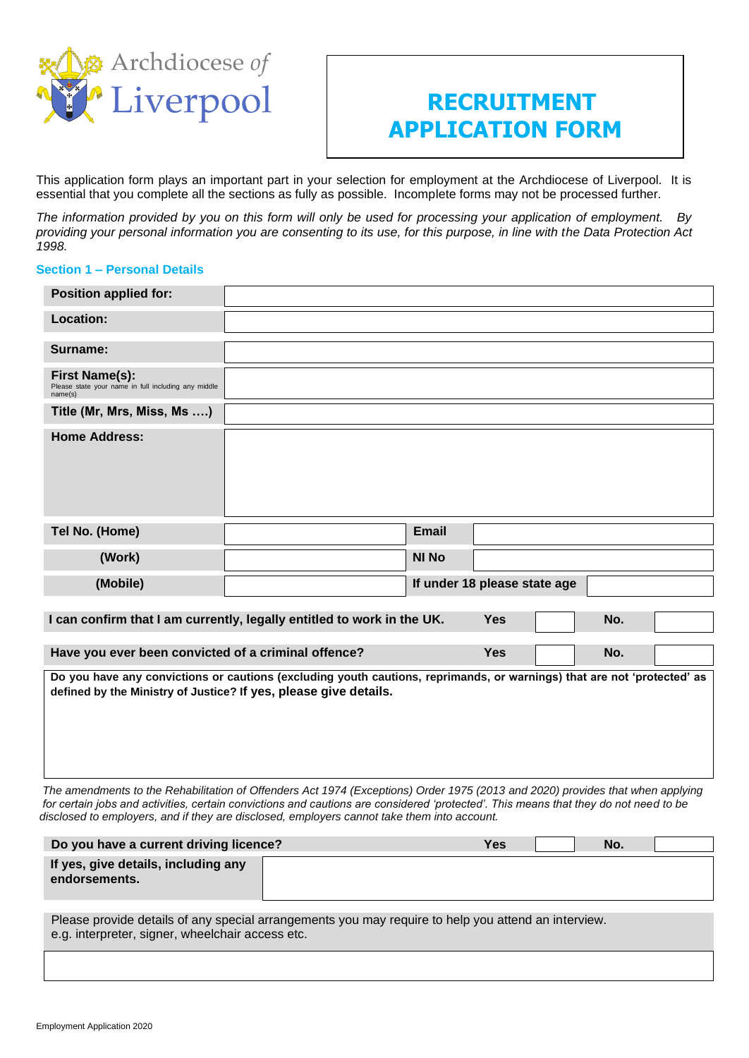Archdiocese of Liverpool

# RECRUITMENT APPLICATION FORM

This application form plays an important part in your selection for employment at the Archdiocese of Liverpool. It is essential that you complete all the sections as fully as possible. Incomplete forms may not be processed further.

*The information provided by you on this form will only be used for processing your application of employment. By providing your personal information you are consenting to its use, for this purpose, in line with the Data Protection Act 1998.*

## Section 1 – Personal Details

| | |
|---|---|
| **Position applied for:** | |
| **Location:** | |
| **Surname:** | |
| **First Name(s):** Please state your name in full including any middle name(s) | |
| **Title (Mr, Mrs, Miss, Ms ….)** | |
| **Home Address:** | |

| | | | |
|---|---|---|---|
| **Tel No. (Home)** | | **Email** | |
| **(Work)** | | **NI No** | |
| **(Mobile)** | | **If under 18 please state age** | |

| | | | | |
|---|---|---|---|---|
| **I can confirm that I am currently, legally entitled to work in the UK.** | **Yes** | | **No.** | |
| **Have you ever been convicted of a criminal offence?** | **Yes** | | **No.** | |

**Do you have any convictions or cautions (excluding youth cautions, reprimands, or warnings) that are not 'protected' as defined by the Ministry of Justice? If yes, please give details.**

*The amendments to the Rehabilitation of Offenders Act 1974 (Exceptions) Order 1975 (2013 and 2020) provides that when applying for certain jobs and activities, certain convictions and cautions are considered 'protected'. This means that they do not need to be disclosed to employers, and if they are disclosed, employers cannot take them into account.*

| | | | | |
|---|---|---|---|---|
| **Do you have a current driving licence?** | **Yes** | | **No.** | |

| | |
|---|---|
| **If yes, give details, including any endorsements.** | |

Please provide details of any special arrangements you may require to help you attend an interview. e.g. interpreter, signer, wheelchair access etc.

Employment Application 2020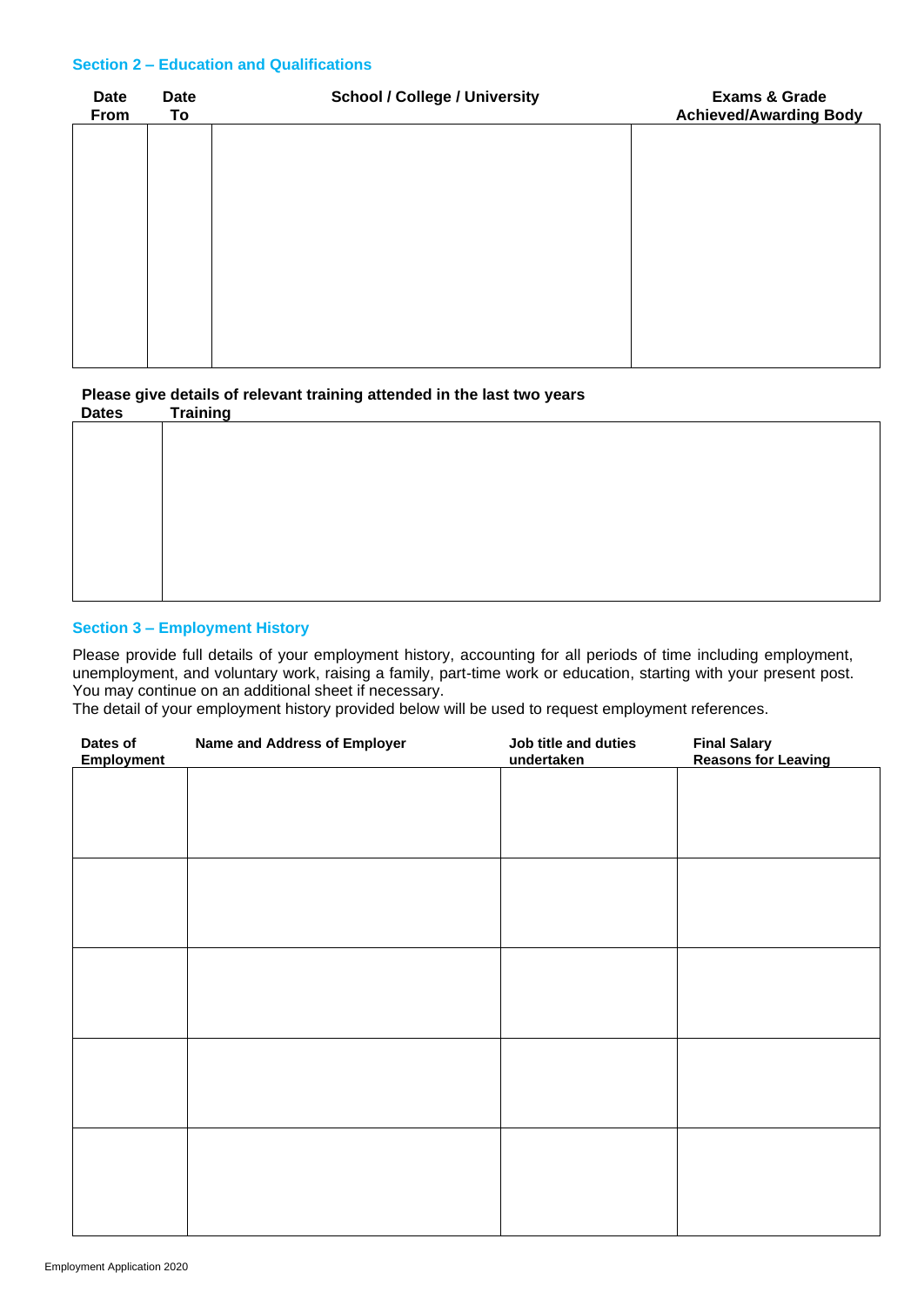## Section 2 – Education and Qualifications

| Date From | Date To | School / College / University | Exams & Grade Achieved/Awarding Body |
|---|---|---|---|
| | | | |

**Please give details of relevant training attended in the last two years**

| Dates | Training |
|---|---|
| | |

## Section 3 – Employment History

Please provide full details of your employment history, accounting for all periods of time including employment, unemployment, and voluntary work, raising a family, part-time work or education, starting with your present post. You may continue on an additional sheet if necessary.

The detail of your employment history provided below will be used to request employment references.

| Dates of Employment | Name and Address of Employer | Job title and duties undertaken | Final Salary Reasons for Leaving |
|---|---|---|---|
| | | | |
| | | | |
| | | | |
| | | | |
| | | | |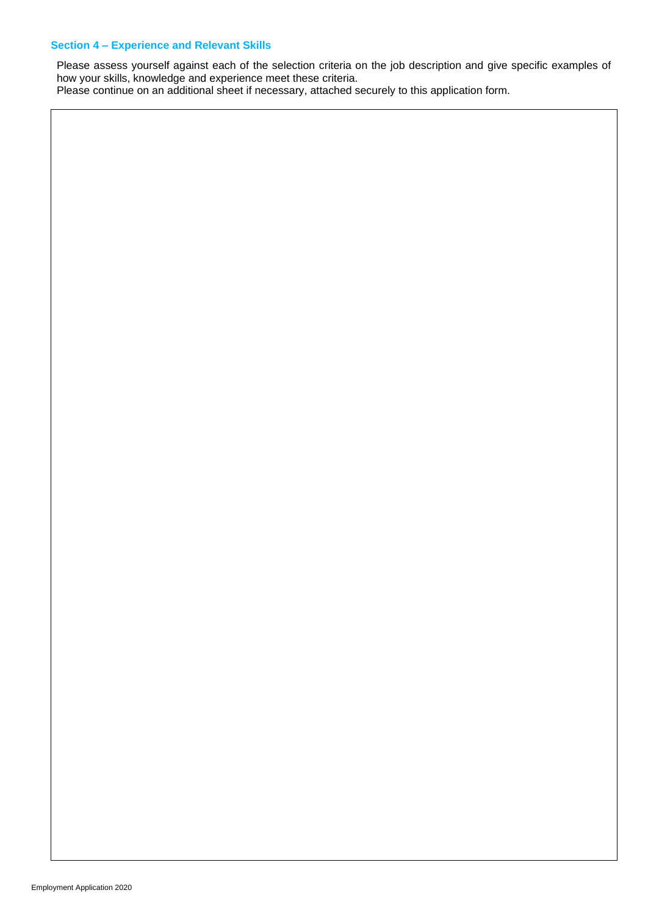### Section 4 – Experience and Relevant Skills

Please assess yourself against each of the selection criteria on the job description and give specific examples of how your skills, knowledge and experience meet these criteria.
Please continue on an additional sheet if necessary, attached securely to this application form.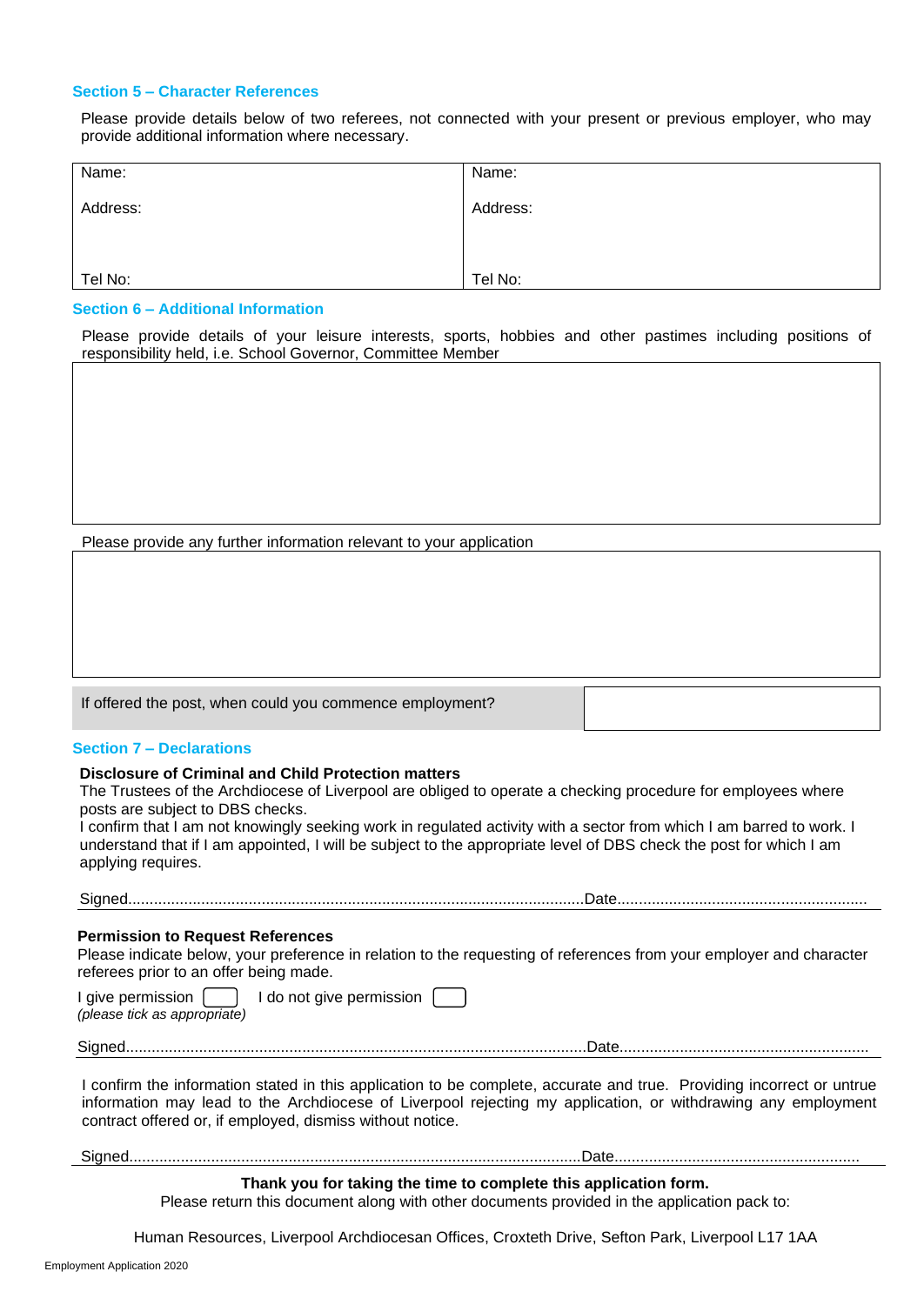## Section 5 – Character References

Please provide details below of two referees, not connected with your present or previous employer, who may provide additional information where necessary.

| | |
|---|---|
| Name: | Name: |
| Address: | Address: |
| Tel No: | Tel No: |

## Section 6 – Additional Information

Please provide details of your leisure interests, sports, hobbies and other pastimes including positions of responsibility held, i.e. School Governor, Committee Member

Please provide any further information relevant to your application

| | |
|---|---|
| If offered the post, when could you commence employment? | |

## Section 7 – Declarations

**Disclosure of Criminal and Child Protection matters**

The Trustees of the Archdiocese of Liverpool are obliged to operate a checking procedure for employees where posts are subject to DBS checks.

I confirm that I am not knowingly seeking work in regulated activity with a sector from which I am barred to work. I understand that if I am appointed, I will be subject to the appropriate level of DBS check the post for which I am applying requires.

Signed.........................................................................................................Date.........................................................

**Permission to Request References**

Please indicate below, your preference in relation to the requesting of references from your employer and character referees prior to an offer being made.

I give permission ☐ I do not give permission ☐

*(please tick as appropriate)*

Signed.........................................................................................................Date.........................................................

I confirm the information stated in this application to be complete, accurate and true. Providing incorrect or untrue information may lead to the Archdiocese of Liverpool rejecting my application, or withdrawing any employment contract offered or, if employed, dismiss without notice.

Signed.........................................................................................................Date.........................................................

**Thank you for taking the time to complete this application form.**

Please return this document along with other documents provided in the application pack to:

Human Resources, Liverpool Archdiocesan Offices, Croxteth Drive, Sefton Park, Liverpool L17 1AA